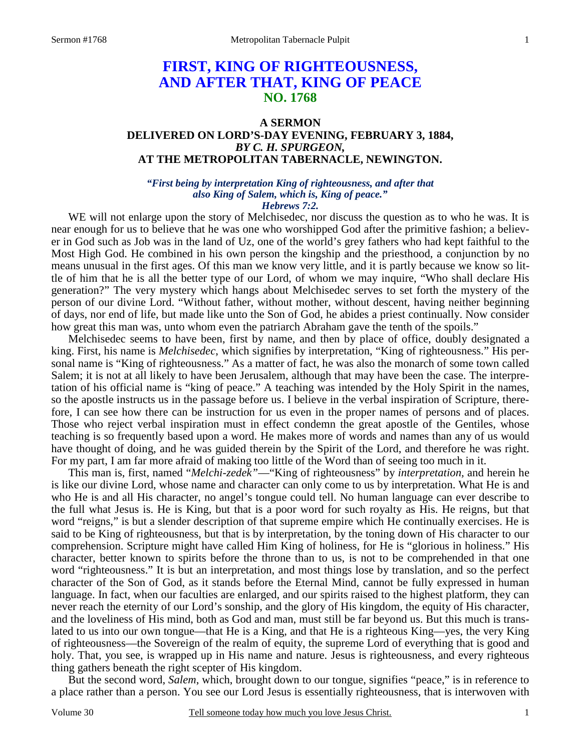# FIRST, KING OF RIGHTEOUSNESS, AND AFTER THAT, KING OF PEACE
## NO. 1768

### A SERMON
### DELIVERED ON LORD'S-DAY EVENING, FEBRUARY 3, 1884,
### *BY C. H. SPURGEON,*
### AT THE METROPOLITAN TABERNACLE, NEWINGTON.

***"First being by interpretation King of righteousness, and after that also King of Salem, which is, King of peace."***
***Hebrews 7:2.***

WE will not enlarge upon the story of Melchisedec, nor discuss the question as to who he was. It is near enough for us to believe that he was one who worshipped God after the primitive fashion; a believer in God such as Job was in the land of Uz, one of the world's grey fathers who had kept faithful to the Most High God. He combined in his own person the kingship and the priesthood, a conjunction by no means unusual in the first ages. Of this man we know very little, and it is partly because we know so little of him that he is all the better type of our Lord, of whom we may inquire, "Who shall declare His generation?" The very mystery which hangs about Melchisedec serves to set forth the mystery of the person of our divine Lord. "Without father, without mother, without descent, having neither beginning of days, nor end of life, but made like unto the Son of God, he abides a priest continually. Now consider how great this man was, unto whom even the patriarch Abraham gave the tenth of the spoils."

Melchisedec seems to have been, first by name, and then by place of office, doubly designated a king. First, his name is *Melchisedec*, which signifies by interpretation, "King of righteousness." His personal name is "King of righteousness." As a matter of fact, he was also the monarch of some town called Salem; it is not at all likely to have been Jerusalem, although that may have been the case. The interpretation of his official name is "king of peace." A teaching was intended by the Holy Spirit in the names, so the apostle instructs us in the passage before us. I believe in the verbal inspiration of Scripture, therefore, I can see how there can be instruction for us even in the proper names of persons and of places. Those who reject verbal inspiration must in effect condemn the great apostle of the Gentiles, whose teaching is so frequently based upon a word. He makes more of words and names than any of us would have thought of doing, and he was guided therein by the Spirit of the Lord, and therefore he was right. For my part, I am far more afraid of making too little of the Word than of seeing too much in it.

This man is, first, named "*Melchi-zedek"*—"King of righteousness" by *interpretation,* and herein he is like our divine Lord, whose name and character can only come to us by interpretation. What He is and who He is and all His character, no angel's tongue could tell. No human language can ever describe to the full what Jesus is. He is King, but that is a poor word for such royalty as His. He reigns, but that word "reigns," is but a slender description of that supreme empire which He continually exercises. He is said to be King of righteousness, but that is by interpretation, by the toning down of His character to our comprehension. Scripture might have called Him King of holiness, for He is "glorious in holiness." His character, better known to spirits before the throne than to us, is not to be comprehended in that one word "righteousness." It is but an interpretation, and most things lose by translation, and so the perfect character of the Son of God, as it stands before the Eternal Mind, cannot be fully expressed in human language. In fact, when our faculties are enlarged, and our spirits raised to the highest platform, they can never reach the eternity of our Lord's sonship, and the glory of His kingdom, the equity of His character, and the loveliness of His mind, both as God and man, must still be far beyond us. But this much is translated to us into our own tongue—that He is a King, and that He is a righteous King—yes, the very King of righteousness—the Sovereign of the realm of equity, the supreme Lord of everything that is good and holy. That, you see, is wrapped up in His name and nature. Jesus is righteousness, and every righteous thing gathers beneath the right scepter of His kingdom.

But the second word, *Salem*, which, brought down to our tongue, signifies "peace," is in reference to a place rather than a person. You see our Lord Jesus is essentially righteousness, that is interwoven with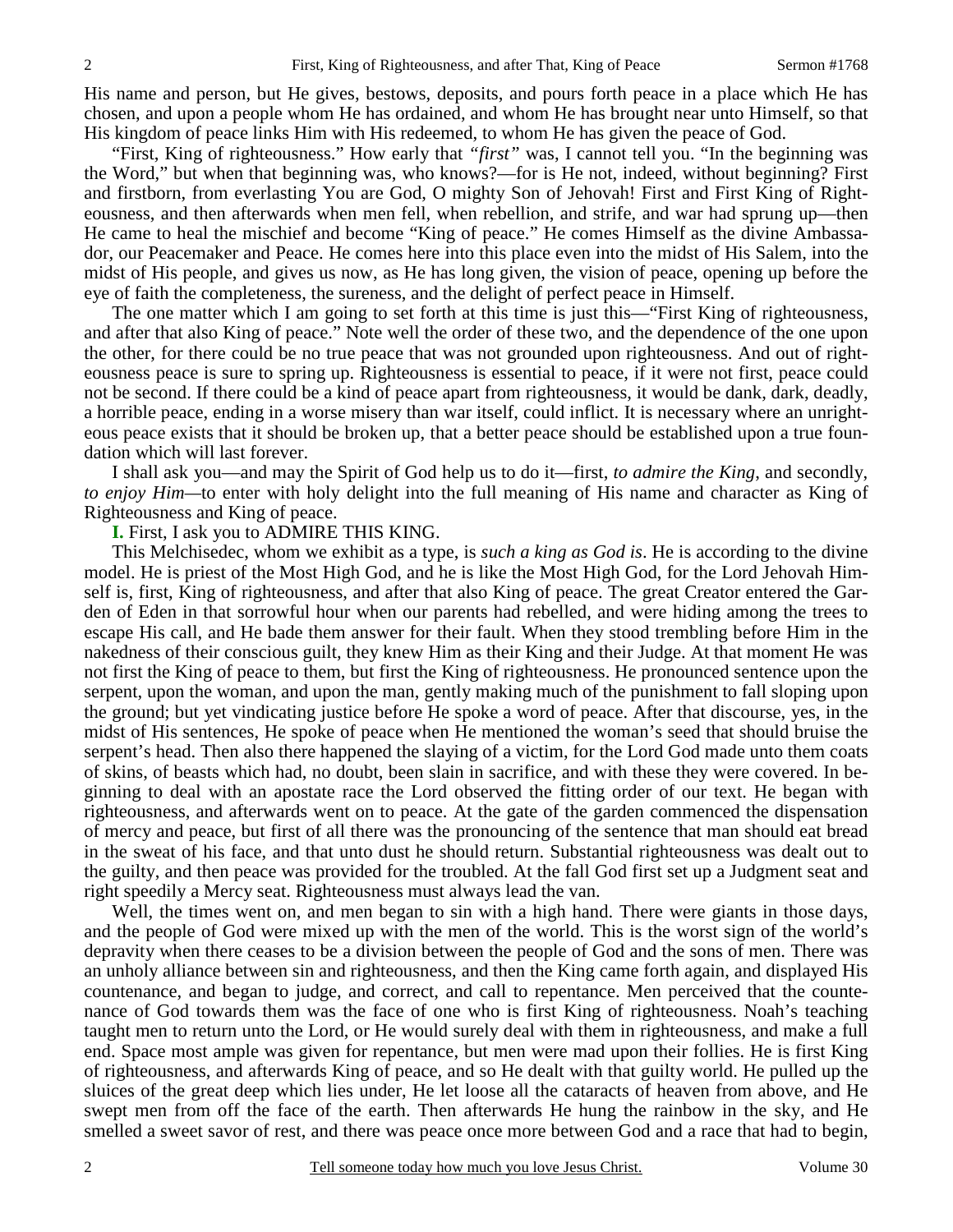His name and person, but He gives, bestows, deposits, and pours forth peace in a place which He has chosen, and upon a people whom He has ordained, and whom He has brought near unto Himself, so that His kingdom of peace links Him with His redeemed, to whom He has given the peace of God.

"First, King of righteousness." How early that *"first"* was, I cannot tell you. "In the beginning was the Word," but when that beginning was, who knows?—for is He not, indeed, without beginning? First and firstborn, from everlasting You are God, O mighty Son of Jehovah! First and First King of Righteousness, and then afterwards when men fell, when rebellion, and strife, and war had sprung up—then He came to heal the mischief and become "King of peace." He comes Himself as the divine Ambassador, our Peacemaker and Peace. He comes here into this place even into the midst of His Salem, into the midst of His people, and gives us now, as He has long given, the vision of peace, opening up before the eye of faith the completeness, the sureness, and the delight of perfect peace in Himself.

The one matter which I am going to set forth at this time is just this—"First King of righteousness, and after that also King of peace." Note well the order of these two, and the dependence of the one upon the other, for there could be no true peace that was not grounded upon righteousness. And out of righteousness peace is sure to spring up. Righteousness is essential to peace, if it were not first, peace could not be second. If there could be a kind of peace apart from righteousness, it would be dank, dark, deadly, a horrible peace, ending in a worse misery than war itself, could inflict. It is necessary where an unrighteous peace exists that it should be broken up, that a better peace should be established upon a true foundation which will last forever.

I shall ask you—and may the Spirit of God help us to do it—first, *to admire the King*, and secondly, *to enjoy Him*—to enter with holy delight into the full meaning of His name and character as King of Righteousness and King of peace.

**I.** First, I ask you to ADMIRE THIS KING.

This Melchisedec, whom we exhibit as a type, is *such a king as God is*. He is according to the divine model. He is priest of the Most High God, and he is like the Most High God, for the Lord Jehovah Himself is, first, King of righteousness, and after that also King of peace. The great Creator entered the Garden of Eden in that sorrowful hour when our parents had rebelled, and were hiding among the trees to escape His call, and He bade them answer for their fault. When they stood trembling before Him in the nakedness of their conscious guilt, they knew Him as their King and their Judge. At that moment He was not first the King of peace to them, but first the King of righteousness. He pronounced sentence upon the serpent, upon the woman, and upon the man, gently making much of the punishment to fall sloping upon the ground; but yet vindicating justice before He spoke a word of peace. After that discourse, yes, in the midst of His sentences, He spoke of peace when He mentioned the woman's seed that should bruise the serpent's head. Then also there happened the slaying of a victim, for the Lord God made unto them coats of skins, of beasts which had, no doubt, been slain in sacrifice, and with these they were covered. In beginning to deal with an apostate race the Lord observed the fitting order of our text. He began with righteousness, and afterwards went on to peace. At the gate of the garden commenced the dispensation of mercy and peace, but first of all there was the pronouncing of the sentence that man should eat bread in the sweat of his face, and that unto dust he should return. Substantial righteousness was dealt out to the guilty, and then peace was provided for the troubled. At the fall God first set up a Judgment seat and right speedily a Mercy seat. Righteousness must always lead the van.

Well, the times went on, and men began to sin with a high hand. There were giants in those days, and the people of God were mixed up with the men of the world. This is the worst sign of the world's depravity when there ceases to be a division between the people of God and the sons of men. There was an unholy alliance between sin and righteousness, and then the King came forth again, and displayed His countenance, and began to judge, and correct, and call to repentance. Men perceived that the countenance of God towards them was the face of one who is first King of righteousness. Noah's teaching taught men to return unto the Lord, or He would surely deal with them in righteousness, and make a full end. Space most ample was given for repentance, but men were mad upon their follies. He is first King of righteousness, and afterwards King of peace, and so He dealt with that guilty world. He pulled up the sluices of the great deep which lies under, He let loose all the cataracts of heaven from above, and He swept men from off the face of the earth. Then afterwards He hung the rainbow in the sky, and He smelled a sweet savor of rest, and there was peace once more between God and a race that had to begin,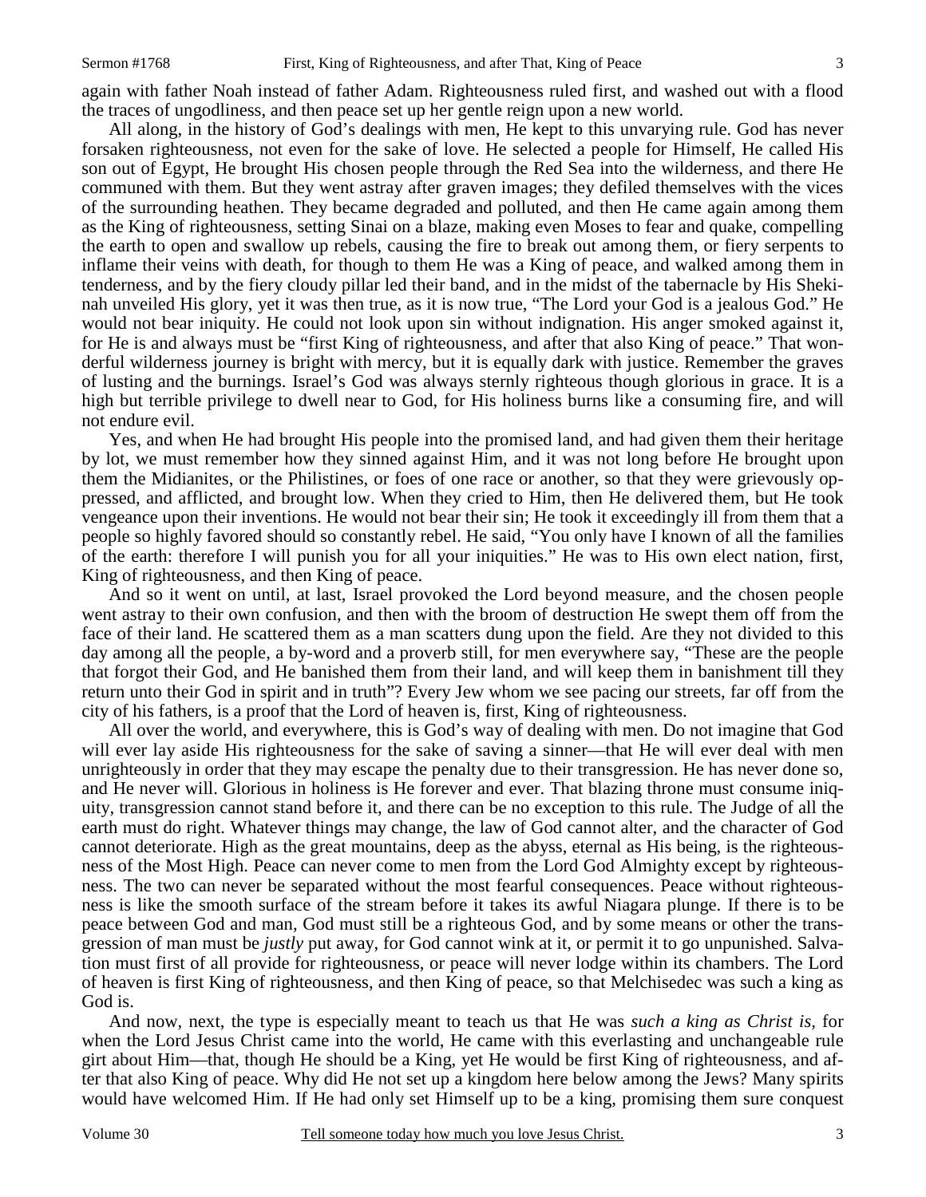again with father Noah instead of father Adam. Righteousness ruled first, and washed out with a flood the traces of ungodliness, and then peace set up her gentle reign upon a new world.

All along, in the history of God's dealings with men, He kept to this unvarying rule. God has never forsaken righteousness, not even for the sake of love. He selected a people for Himself, He called His son out of Egypt, He brought His chosen people through the Red Sea into the wilderness, and there He communed with them. But they went astray after graven images; they defiled themselves with the vices of the surrounding heathen. They became degraded and polluted, and then He came again among them as the King of righteousness, setting Sinai on a blaze, making even Moses to fear and quake, compelling the earth to open and swallow up rebels, causing the fire to break out among them, or fiery serpents to inflame their veins with death, for though to them He was a King of peace, and walked among them in tenderness, and by the fiery cloudy pillar led their band, and in the midst of the tabernacle by His Shekinah unveiled His glory, yet it was then true, as it is now true, "The Lord your God is a jealous God." He would not bear iniquity. He could not look upon sin without indignation. His anger smoked against it, for He is and always must be "first King of righteousness, and after that also King of peace." That wonderful wilderness journey is bright with mercy, but it is equally dark with justice. Remember the graves of lusting and the burnings. Israel's God was always sternly righteous though glorious in grace. It is a high but terrible privilege to dwell near to God, for His holiness burns like a consuming fire, and will not endure evil.

Yes, and when He had brought His people into the promised land, and had given them their heritage by lot, we must remember how they sinned against Him, and it was not long before He brought upon them the Midianites, or the Philistines, or foes of one race or another, so that they were grievously oppressed, and afflicted, and brought low. When they cried to Him, then He delivered them, but He took vengeance upon their inventions. He would not bear their sin; He took it exceedingly ill from them that a people so highly favored should so constantly rebel. He said, "You only have I known of all the families of the earth: therefore I will punish you for all your iniquities." He was to His own elect nation, first, King of righteousness, and then King of peace.

And so it went on until, at last, Israel provoked the Lord beyond measure, and the chosen people went astray to their own confusion, and then with the broom of destruction He swept them off from the face of their land. He scattered them as a man scatters dung upon the field. Are they not divided to this day among all the people, a by-word and a proverb still, for men everywhere say, "These are the people that forgot their God, and He banished them from their land, and will keep them in banishment till they return unto their God in spirit and in truth"? Every Jew whom we see pacing our streets, far off from the city of his fathers, is a proof that the Lord of heaven is, first, King of righteousness.

All over the world, and everywhere, this is God's way of dealing with men. Do not imagine that God will ever lay aside His righteousness for the sake of saving a sinner—that He will ever deal with men unrighteously in order that they may escape the penalty due to their transgression. He has never done so, and He never will. Glorious in holiness is He forever and ever. That blazing throne must consume iniquity, transgression cannot stand before it, and there can be no exception to this rule. The Judge of all the earth must do right. Whatever things may change, the law of God cannot alter, and the character of God cannot deteriorate. High as the great mountains, deep as the abyss, eternal as His being, is the righteousness of the Most High. Peace can never come to men from the Lord God Almighty except by righteousness. The two can never be separated without the most fearful consequences. Peace without righteousness is like the smooth surface of the stream before it takes its awful Niagara plunge. If there is to be peace between God and man, God must still be a righteous God, and by some means or other the transgression of man must be *justly* put away, for God cannot wink at it, or permit it to go unpunished. Salvation must first of all provide for righteousness, or peace will never lodge within its chambers. The Lord of heaven is first King of righteousness, and then King of peace, so that Melchisedec was such a king as God is.

And now, next, the type is especially meant to teach us that He was *such a king as Christ is*, for when the Lord Jesus Christ came into the world, He came with this everlasting and unchangeable rule girt about Him—that, though He should be a King, yet He would be first King of righteousness, and after that also King of peace. Why did He not set up a kingdom here below among the Jews? Many spirits would have welcomed Him. If He had only set Himself up to be a king, promising them sure conquest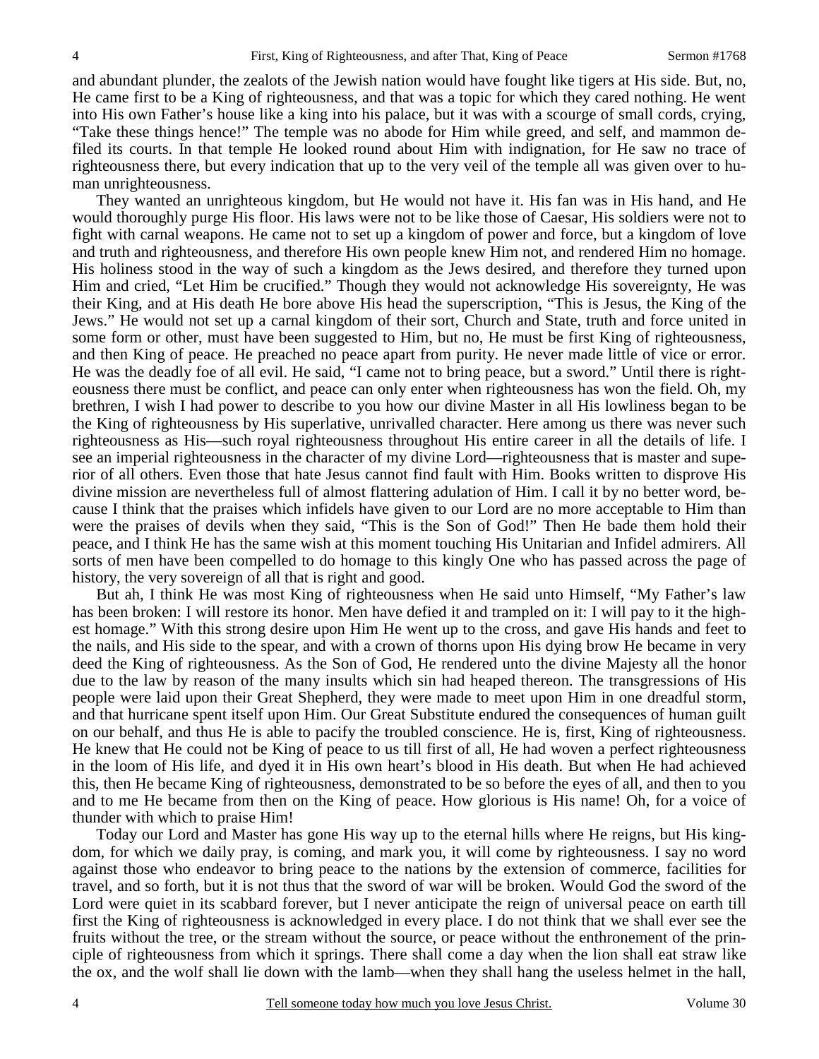and abundant plunder, the zealots of the Jewish nation would have fought like tigers at His side. But, no, He came first to be a King of righteousness, and that was a topic for which they cared nothing. He went into His own Father's house like a king into his palace, but it was with a scourge of small cords, crying, "Take these things hence!" The temple was no abode for Him while greed, and self, and mammon defiled its courts. In that temple He looked round about Him with indignation, for He saw no trace of righteousness there, but every indication that up to the very veil of the temple all was given over to human unrighteousness.

They wanted an unrighteous kingdom, but He would not have it. His fan was in His hand, and He would thoroughly purge His floor. His laws were not to be like those of Caesar, His soldiers were not to fight with carnal weapons. He came not to set up a kingdom of power and force, but a kingdom of love and truth and righteousness, and therefore His own people knew Him not, and rendered Him no homage. His holiness stood in the way of such a kingdom as the Jews desired, and therefore they turned upon Him and cried, "Let Him be crucified." Though they would not acknowledge His sovereignty, He was their King, and at His death He bore above His head the superscription, "This is Jesus, the King of the Jews." He would not set up a carnal kingdom of their sort, Church and State, truth and force united in some form or other, must have been suggested to Him, but no, He must be first King of righteousness, and then King of peace. He preached no peace apart from purity. He never made little of vice or error. He was the deadly foe of all evil. He said, "I came not to bring peace, but a sword." Until there is righteousness there must be conflict, and peace can only enter when righteousness has won the field. Oh, my brethren, I wish I had power to describe to you how our divine Master in all His lowliness began to be the King of righteousness by His superlative, unrivalled character. Here among us there was never such righteousness as His—such royal righteousness throughout His entire career in all the details of life. I see an imperial righteousness in the character of my divine Lord—righteousness that is master and superior of all others. Even those that hate Jesus cannot find fault with Him. Books written to disprove His divine mission are nevertheless full of almost flattering adulation of Him. I call it by no better word, because I think that the praises which infidels have given to our Lord are no more acceptable to Him than were the praises of devils when they said, "This is the Son of God!" Then He bade them hold their peace, and I think He has the same wish at this moment touching His Unitarian and Infidel admirers. All sorts of men have been compelled to do homage to this kingly One who has passed across the page of history, the very sovereign of all that is right and good.

But ah, I think He was most King of righteousness when He said unto Himself, "My Father's law has been broken: I will restore its honor. Men have defied it and trampled on it: I will pay to it the highest homage." With this strong desire upon Him He went up to the cross, and gave His hands and feet to the nails, and His side to the spear, and with a crown of thorns upon His dying brow He became in very deed the King of righteousness. As the Son of God, He rendered unto the divine Majesty all the honor due to the law by reason of the many insults which sin had heaped thereon. The transgressions of His people were laid upon their Great Shepherd, they were made to meet upon Him in one dreadful storm, and that hurricane spent itself upon Him. Our Great Substitute endured the consequences of human guilt on our behalf, and thus He is able to pacify the troubled conscience. He is, first, King of righteousness. He knew that He could not be King of peace to us till first of all, He had woven a perfect righteousness in the loom of His life, and dyed it in His own heart's blood in His death. But when He had achieved this, then He became King of righteousness, demonstrated to be so before the eyes of all, and then to you and to me He became from then on the King of peace. How glorious is His name! Oh, for a voice of thunder with which to praise Him!

Today our Lord and Master has gone His way up to the eternal hills where He reigns, but His kingdom, for which we daily pray, is coming, and mark you, it will come by righteousness. I say no word against those who endeavor to bring peace to the nations by the extension of commerce, facilities for travel, and so forth, but it is not thus that the sword of war will be broken. Would God the sword of the Lord were quiet in its scabbard forever, but I never anticipate the reign of universal peace on earth till first the King of righteousness is acknowledged in every place. I do not think that we shall ever see the fruits without the tree, or the stream without the source, or peace without the enthronement of the principle of righteousness from which it springs. There shall come a day when the lion shall eat straw like the ox, and the wolf shall lie down with the lamb—when they shall hang the useless helmet in the hall,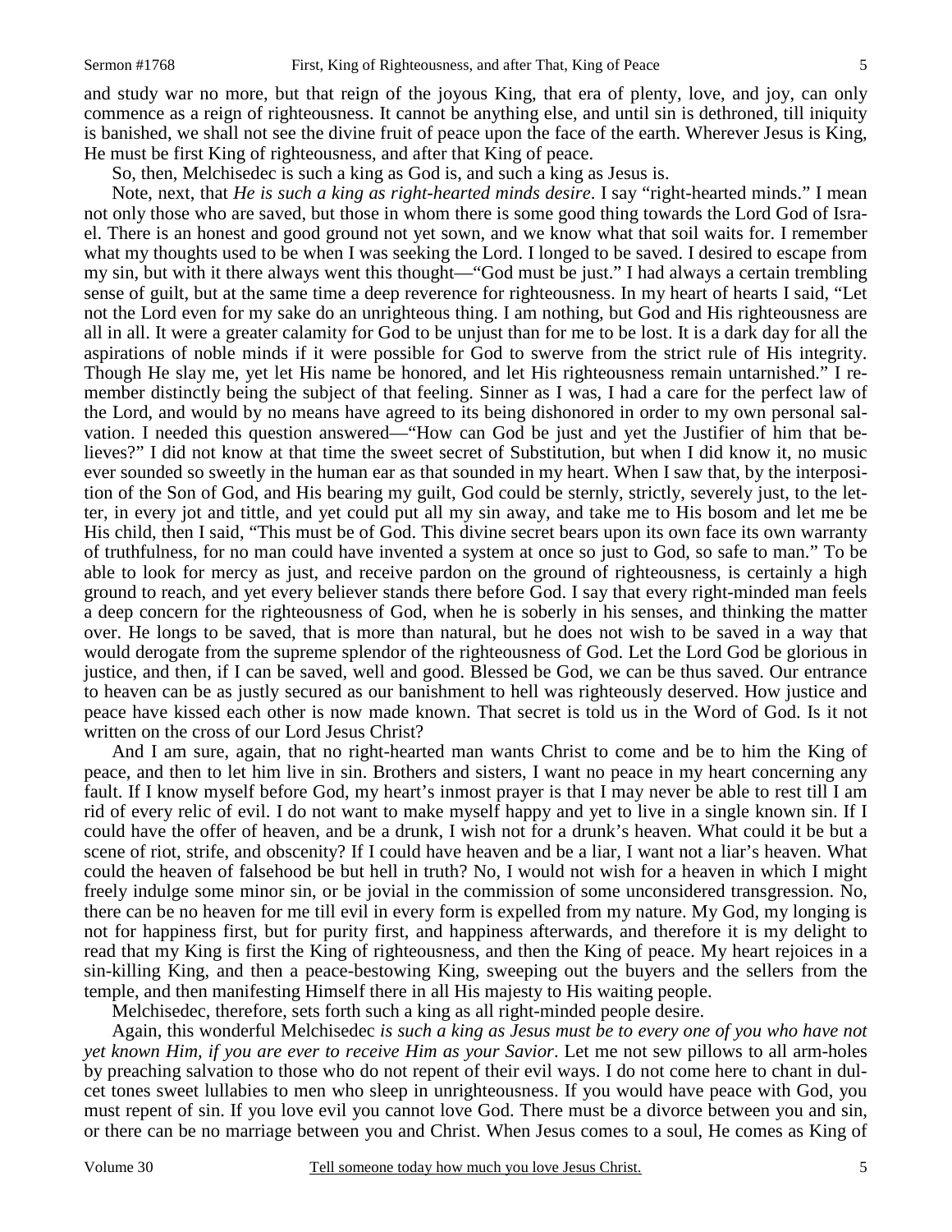and study war no more, but that reign of the joyous King, that era of plenty, love, and joy, can only commence as a reign of righteousness. It cannot be anything else, and until sin is dethroned, till iniquity is banished, we shall not see the divine fruit of peace upon the face of the earth. Wherever Jesus is King, He must be first King of righteousness, and after that King of peace.

So, then, Melchisedec is such a king as God is, and such a king as Jesus is.

Note, next, that *He is such a king as right-hearted minds desire*. I say "right-hearted minds." I mean not only those who are saved, but those in whom there is some good thing towards the Lord God of Israel. There is an honest and good ground not yet sown, and we know what that soil waits for. I remember what my thoughts used to be when I was seeking the Lord. I longed to be saved. I desired to escape from my sin, but with it there always went this thought—"God must be just." I had always a certain trembling sense of guilt, but at the same time a deep reverence for righteousness. In my heart of hearts I said, "Let not the Lord even for my sake do an unrighteous thing. I am nothing, but God and His righteousness are all in all. It were a greater calamity for God to be unjust than for me to be lost. It is a dark day for all the aspirations of noble minds if it were possible for God to swerve from the strict rule of His integrity. Though He slay me, yet let His name be honored, and let His righteousness remain untarnished." I remember distinctly being the subject of that feeling. Sinner as I was, I had a care for the perfect law of the Lord, and would by no means have agreed to its being dishonored in order to my own personal salvation. I needed this question answered—"How can God be just and yet the Justifier of him that believes?" I did not know at that time the sweet secret of Substitution, but when I did know it, no music ever sounded so sweetly in the human ear as that sounded in my heart. When I saw that, by the interposition of the Son of God, and His bearing my guilt, God could be sternly, strictly, severely just, to the letter, in every jot and tittle, and yet could put all my sin away, and take me to His bosom and let me be His child, then I said, "This must be of God. This divine secret bears upon its own face its own warranty of truthfulness, for no man could have invented a system at once so just to God, so safe to man." To be able to look for mercy as just, and receive pardon on the ground of righteousness, is certainly a high ground to reach, and yet every believer stands there before God. I say that every right-minded man feels a deep concern for the righteousness of God, when he is soberly in his senses, and thinking the matter over. He longs to be saved, that is more than natural, but he does not wish to be saved in a way that would derogate from the supreme splendor of the righteousness of God. Let the Lord God be glorious in justice, and then, if I can be saved, well and good. Blessed be God, we can be thus saved. Our entrance to heaven can be as justly secured as our banishment to hell was righteously deserved. How justice and peace have kissed each other is now made known. That secret is told us in the Word of God. Is it not written on the cross of our Lord Jesus Christ?

And I am sure, again, that no right-hearted man wants Christ to come and be to him the King of peace, and then to let him live in sin. Brothers and sisters, I want no peace in my heart concerning any fault. If I know myself before God, my heart's inmost prayer is that I may never be able to rest till I am rid of every relic of evil. I do not want to make myself happy and yet to live in a single known sin. If I could have the offer of heaven, and be a drunk, I wish not for a drunk's heaven. What could it be but a scene of riot, strife, and obscenity? If I could have heaven and be a liar, I want not a liar's heaven. What could the heaven of falsehood be but hell in truth? No, I would not wish for a heaven in which I might freely indulge some minor sin, or be jovial in the commission of some unconsidered transgression. No, there can be no heaven for me till evil in every form is expelled from my nature. My God, my longing is not for happiness first, but for purity first, and happiness afterwards, and therefore it is my delight to read that my King is first the King of righteousness, and then the King of peace. My heart rejoices in a sin-killing King, and then a peace-bestowing King, sweeping out the buyers and the sellers from the temple, and then manifesting Himself there in all His majesty to His waiting people.

Melchisedec, therefore, sets forth such a king as all right-minded people desire.

Again, this wonderful Melchisedec *is such a king as Jesus must be to every one of you who have not yet known Him, if you are ever to receive Him as your Savior*. Let me not sew pillows to all arm-holes by preaching salvation to those who do not repent of their evil ways. I do not come here to chant in dulcet tones sweet lullabies to men who sleep in unrighteousness. If you would have peace with God, you must repent of sin. If you love evil you cannot love God. There must be a divorce between you and sin, or there can be no marriage between you and Christ. When Jesus comes to a soul, He comes as King of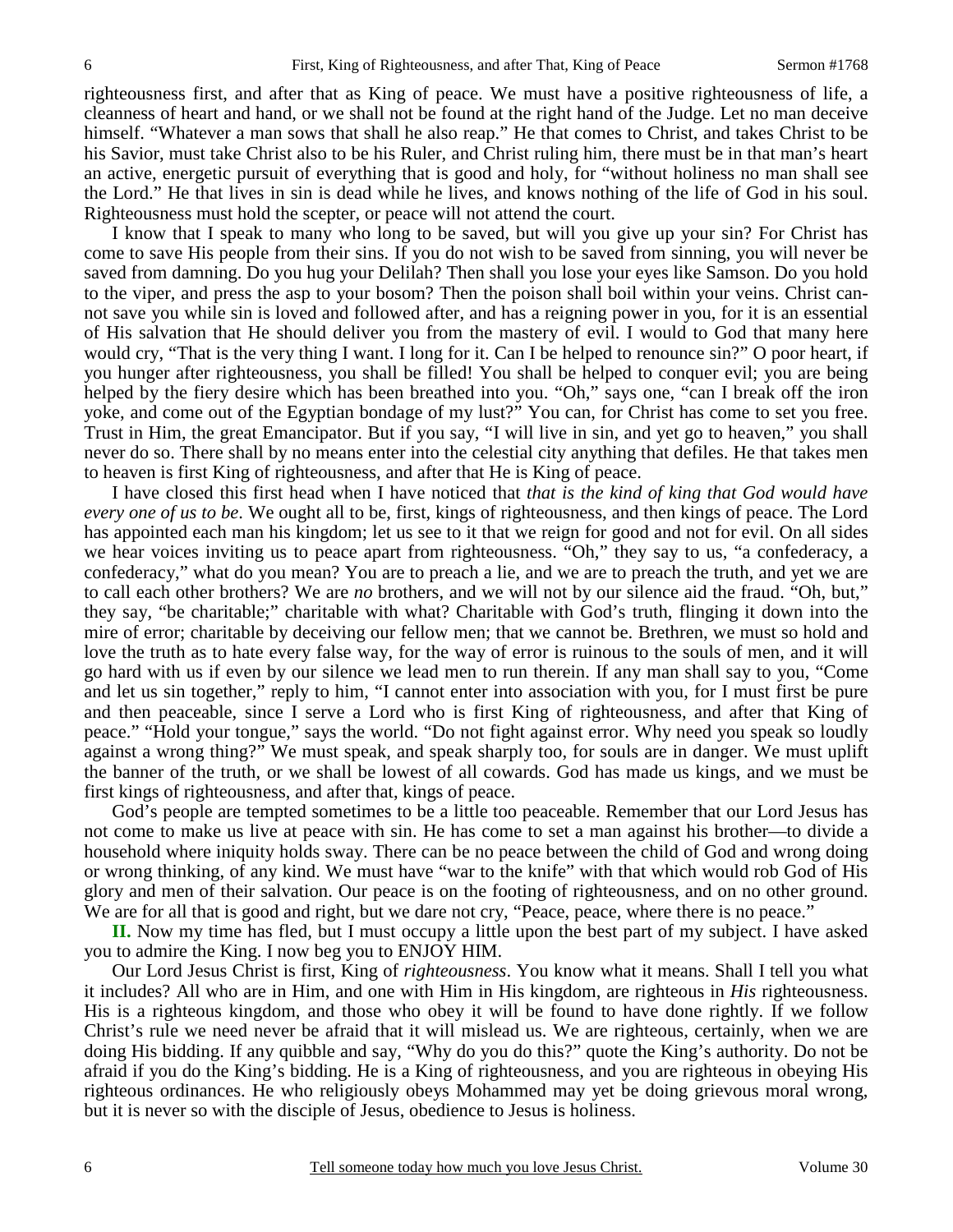righteousness first, and after that as King of peace. We must have a positive righteousness of life, a cleanness of heart and hand, or we shall not be found at the right hand of the Judge. Let no man deceive himself. "Whatever a man sows that shall he also reap." He that comes to Christ, and takes Christ to be his Savior, must take Christ also to be his Ruler, and Christ ruling him, there must be in that man's heart an active, energetic pursuit of everything that is good and holy, for "without holiness no man shall see the Lord." He that lives in sin is dead while he lives, and knows nothing of the life of God in his soul. Righteousness must hold the scepter, or peace will not attend the court.

I know that I speak to many who long to be saved, but will you give up your sin? For Christ has come to save His people from their sins. If you do not wish to be saved from sinning, you will never be saved from damning. Do you hug your Delilah? Then shall you lose your eyes like Samson. Do you hold to the viper, and press the asp to your bosom? Then the poison shall boil within your veins. Christ cannot save you while sin is loved and followed after, and has a reigning power in you, for it is an essential of His salvation that He should deliver you from the mastery of evil. I would to God that many here would cry, "That is the very thing I want. I long for it. Can I be helped to renounce sin?" O poor heart, if you hunger after righteousness, you shall be filled! You shall be helped to conquer evil; you are being helped by the fiery desire which has been breathed into you. "Oh," says one, "can I break off the iron yoke, and come out of the Egyptian bondage of my lust?" You can, for Christ has come to set you free. Trust in Him, the great Emancipator. But if you say, "I will live in sin, and yet go to heaven," you shall never do so. There shall by no means enter into the celestial city anything that defiles. He that takes men to heaven is first King of righteousness, and after that He is King of peace.

I have closed this first head when I have noticed that *that is the kind of king that God would have every one of us to be*. We ought all to be, first, kings of righteousness, and then kings of peace. The Lord has appointed each man his kingdom; let us see to it that we reign for good and not for evil. On all sides we hear voices inviting us to peace apart from righteousness. "Oh," they say to us, "a confederacy, a confederacy," what do you mean? You are to preach a lie, and we are to preach the truth, and yet we are to call each other brothers? We are *no* brothers, and we will not by our silence aid the fraud. "Oh, but," they say, "be charitable;" charitable with what? Charitable with God's truth, flinging it down into the mire of error; charitable by deceiving our fellow men; that we cannot be. Brethren, we must so hold and love the truth as to hate every false way, for the way of error is ruinous to the souls of men, and it will go hard with us if even by our silence we lead men to run therein. If any man shall say to you, "Come and let us sin together," reply to him, "I cannot enter into association with you, for I must first be pure and then peaceable, since I serve a Lord who is first King of righteousness, and after that King of peace." "Hold your tongue," says the world. "Do not fight against error. Why need you speak so loudly against a wrong thing?" We must speak, and speak sharply too, for souls are in danger. We must uplift the banner of the truth, or we shall be lowest of all cowards. God has made us kings, and we must be first kings of righteousness, and after that, kings of peace.

God's people are tempted sometimes to be a little too peaceable. Remember that our Lord Jesus has not come to make us live at peace with sin. He has come to set a man against his brother—to divide a household where iniquity holds sway. There can be no peace between the child of God and wrong doing or wrong thinking, of any kind. We must have "war to the knife" with that which would rob God of His glory and men of their salvation. Our peace is on the footing of righteousness, and on no other ground. We are for all that is good and right, but we dare not cry, "Peace, peace, where there is no peace."

**II.** Now my time has fled, but I must occupy a little upon the best part of my subject. I have asked you to admire the King. I now beg you to ENJOY HIM.

Our Lord Jesus Christ is first, King of *righteousness*. You know what it means. Shall I tell you what it includes? All who are in Him, and one with Him in His kingdom, are righteous in *His* righteousness. His is a righteous kingdom, and those who obey it will be found to have done rightly. If we follow Christ's rule we need never be afraid that it will mislead us. We are righteous, certainly, when we are doing His bidding. If any quibble and say, "Why do you do this?" quote the King's authority. Do not be afraid if you do the King's bidding. He is a King of righteousness, and you are righteous in obeying His righteous ordinances. He who religiously obeys Mohammed may yet be doing grievous moral wrong, but it is never so with the disciple of Jesus, obedience to Jesus is holiness.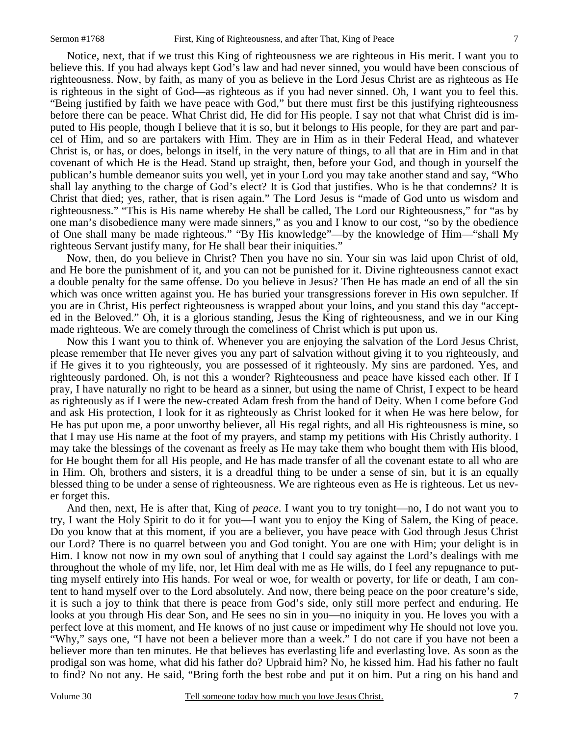Notice, next, that if we trust this King of righteousness we are righteous in His merit. I want you to believe this. If you had always kept God's law and had never sinned, you would have been conscious of righteousness. Now, by faith, as many of you as believe in the Lord Jesus Christ are as righteous as He is righteous in the sight of God—as righteous as if you had never sinned. Oh, I want you to feel this. "Being justified by faith we have peace with God," but there must first be this justifying righteousness before there can be peace. What Christ did, He did for His people. I say not that what Christ did is imputed to His people, though I believe that it is so, but it belongs to His people, for they are part and parcel of Him, and so are partakers with Him. They are in Him as in their Federal Head, and whatever Christ is, or has, or does, belongs in itself, in the very nature of things, to all that are in Him and in that covenant of which He is the Head. Stand up straight, then, before your God, and though in yourself the publican's humble demeanor suits you well, yet in your Lord you may take another stand and say, "Who shall lay anything to the charge of God's elect? It is God that justifies. Who is he that condemns? It is Christ that died; yes, rather, that is risen again." The Lord Jesus is "made of God unto us wisdom and righteousness." "This is His name whereby He shall be called, The Lord our Righteousness," for "as by one man's disobedience many were made sinners," as you and I know to our cost, "so by the obedience of One shall many be made righteous." "By His knowledge"—by the knowledge of Him—"shall My righteous Servant justify many, for He shall bear their iniquities."

Now, then, do you believe in Christ? Then you have no sin. Your sin was laid upon Christ of old, and He bore the punishment of it, and you can not be punished for it. Divine righteousness cannot exact a double penalty for the same offense. Do you believe in Jesus? Then He has made an end of all the sin which was once written against you. He has buried your transgressions forever in His own sepulcher. If you are in Christ, His perfect righteousness is wrapped about your loins, and you stand this day "accepted in the Beloved." Oh, it is a glorious standing, Jesus the King of righteousness, and we in our King made righteous. We are comely through the comeliness of Christ which is put upon us.

Now this I want you to think of. Whenever you are enjoying the salvation of the Lord Jesus Christ, please remember that He never gives you any part of salvation without giving it to you righteously, and if He gives it to you righteously, you are possessed of it righteously. My sins are pardoned. Yes, and righteously pardoned. Oh, is not this a wonder? Righteousness and peace have kissed each other. If I pray, I have naturally no right to be heard as a sinner, but using the name of Christ, I expect to be heard as righteously as if I were the new-created Adam fresh from the hand of Deity. When I come before God and ask His protection, I look for it as righteously as Christ looked for it when He was here below, for He has put upon me, a poor unworthy believer, all His regal rights, and all His righteousness is mine, so that I may use His name at the foot of my prayers, and stamp my petitions with His Christly authority. I may take the blessings of the covenant as freely as He may take them who bought them with His blood, for He bought them for all His people, and He has made transfer of all the covenant estate to all who are in Him. Oh, brothers and sisters, it is a dreadful thing to be under a sense of sin, but it is an equally blessed thing to be under a sense of righteousness. We are righteous even as He is righteous. Let us never forget this.

And then, next, He is after that, King of *peace*. I want you to try tonight—no, I do not want you to try, I want the Holy Spirit to do it for you—I want you to enjoy the King of Salem, the King of peace. Do you know that at this moment, if you are a believer, you have peace with God through Jesus Christ our Lord? There is no quarrel between you and God tonight. You are one with Him; your delight is in Him. I know not now in my own soul of anything that I could say against the Lord's dealings with me throughout the whole of my life, nor, let Him deal with me as He wills, do I feel any repugnance to putting myself entirely into His hands. For weal or woe, for wealth or poverty, for life or death, I am content to hand myself over to the Lord absolutely. And now, there being peace on the poor creature's side, it is such a joy to think that there is peace from God's side, only still more perfect and enduring. He looks at you through His dear Son, and He sees no sin in you—no iniquity in you. He loves you with a perfect love at this moment, and He knows of no just cause or impediment why He should not love you. "Why," says one, "I have not been a believer more than a week." I do not care if you have not been a believer more than ten minutes. He that believes has everlasting life and everlasting love. As soon as the prodigal son was home, what did his father do? Upbraid him? No, he kissed him. Had his father no fault to find? No not any. He said, "Bring forth the best robe and put it on him. Put a ring on his hand and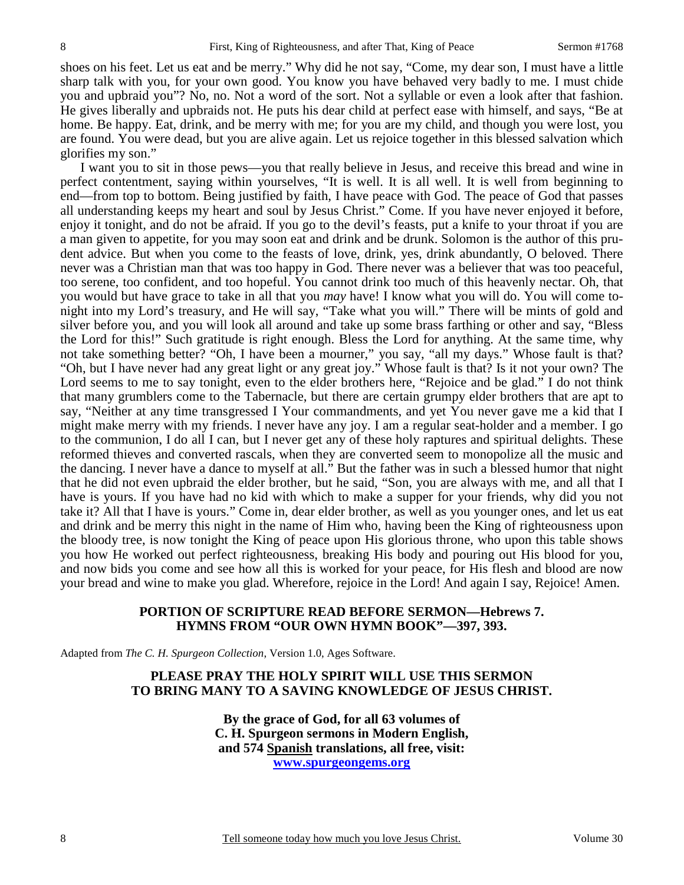shoes on his feet. Let us eat and be merry." Why did he not say, "Come, my dear son, I must have a little sharp talk with you, for your own good. You know you have behaved very badly to me. I must chide you and upbraid you"? No, no. Not a word of the sort. Not a syllable or even a look after that fashion. He gives liberally and upbraids not. He puts his dear child at perfect ease with himself, and says, "Be at home. Be happy. Eat, drink, and be merry with me; for you are my child, and though you were lost, you are found. You were dead, but you are alive again. Let us rejoice together in this blessed salvation which glorifies my son."

I want you to sit in those pews—you that really believe in Jesus, and receive this bread and wine in perfect contentment, saying within yourselves, "It is well. It is all well. It is well from beginning to end—from top to bottom. Being justified by faith, I have peace with God. The peace of God that passes all understanding keeps my heart and soul by Jesus Christ." Come. If you have never enjoyed it before, enjoy it tonight, and do not be afraid. If you go to the devil's feasts, put a knife to your throat if you are a man given to appetite, for you may soon eat and drink and be drunk. Solomon is the author of this prudent advice. But when you come to the feasts of love, drink, yes, drink abundantly, O beloved. There never was a Christian man that was too happy in God. There never was a believer that was too peaceful, too serene, too confident, and too hopeful. You cannot drink too much of this heavenly nectar. Oh, that you would but have grace to take in all that you *may* have! I know what you will do. You will come tonight into my Lord's treasury, and He will say, "Take what you will." There will be mints of gold and silver before you, and you will look all around and take up some brass farthing or other and say, "Bless the Lord for this!" Such gratitude is right enough. Bless the Lord for anything. At the same time, why not take something better? "Oh, I have been a mourner," you say, "all my days." Whose fault is that? "Oh, but I have never had any great light or any great joy." Whose fault is that? Is it not your own? The Lord seems to me to say tonight, even to the elder brothers here, "Rejoice and be glad." I do not think that many grumblers come to the Tabernacle, but there are certain grumpy elder brothers that are apt to say, "Neither at any time transgressed I Your commandments, and yet You never gave me a kid that I might make merry with my friends. I never have any joy. I am a regular seat-holder and a member. I go to the communion, I do all I can, but I never get any of these holy raptures and spiritual delights. These reformed thieves and converted rascals, when they are converted seem to monopolize all the music and the dancing. I never have a dance to myself at all." But the father was in such a blessed humor that night that he did not even upbraid the elder brother, but he said, "Son, you are always with me, and all that I have is yours. If you have had no kid with which to make a supper for your friends, why did you not take it? All that I have is yours." Come in, dear elder brother, as well as you younger ones, and let us eat and drink and be merry this night in the name of Him who, having been the King of righteousness upon the bloody tree, is now tonight the King of peace upon His glorious throne, who upon this table shows you how He worked out perfect righteousness, breaking His body and pouring out His blood for you, and now bids you come and see how all this is worked for your peace, for His flesh and blood are now your bread and wine to make you glad. Wherefore, rejoice in the Lord! And again I say, Rejoice! Amen.

**PORTION OF SCRIPTURE READ BEFORE SERMON—Hebrews 7.**
**HYMNS FROM "OUR OWN HYMN BOOK"—397, 393.**

Adapted from *The C. H. Spurgeon Collection*, Version 1.0, Ages Software.

**PLEASE PRAY THE HOLY SPIRIT WILL USE THIS SERMON TO BRING MANY TO A SAVING KNOWLEDGE OF JESUS CHRIST.**

**By the grace of God, for all 63 volumes of C. H. Spurgeon sermons in Modern English, and 574 Spanish translations, all free, visit: www.spurgeongems.org**